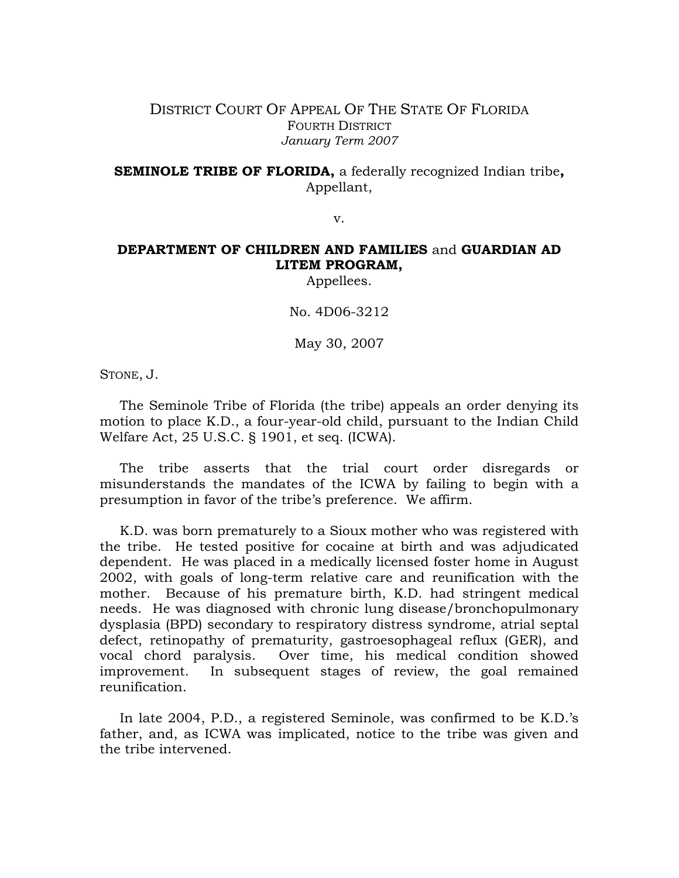DISTRICT COURT OF APPEAL OF THE STATE OF FLORIDA
FOURTH DISTRICT
*January Term 2007*

**SEMINOLE TRIBE OF FLORIDA,** a federally recognized Indian tribe**,**
Appellant,

v.

**DEPARTMENT OF CHILDREN AND FAMILIES** and **GUARDIAN AD LITEM PROGRAM,**
Appellees.

No. 4D06-3212

May 30, 2007

STONE, J.

The Seminole Tribe of Florida (the tribe) appeals an order denying its motion to place K.D., a four-year-old child, pursuant to the Indian Child Welfare Act, 25 U.S.C. § 1901, et seq. (ICWA).

The tribe asserts that the trial court order disregards or misunderstands the mandates of the ICWA by failing to begin with a presumption in favor of the tribe's preference. We affirm.

K.D. was born prematurely to a Sioux mother who was registered with the tribe. He tested positive for cocaine at birth and was adjudicated dependent. He was placed in a medically licensed foster home in August 2002, with goals of long-term relative care and reunification with the mother. Because of his premature birth, K.D. had stringent medical needs. He was diagnosed with chronic lung disease/bronchopulmonary dysplasia (BPD) secondary to respiratory distress syndrome, atrial septal defect, retinopathy of prematurity, gastroesophageal reflux (GER), and vocal chord paralysis. Over time, his medical condition showed improvement. In subsequent stages of review, the goal remained reunification.

In late 2004, P.D., a registered Seminole, was confirmed to be K.D.'s father, and, as ICWA was implicated, notice to the tribe was given and the tribe intervened.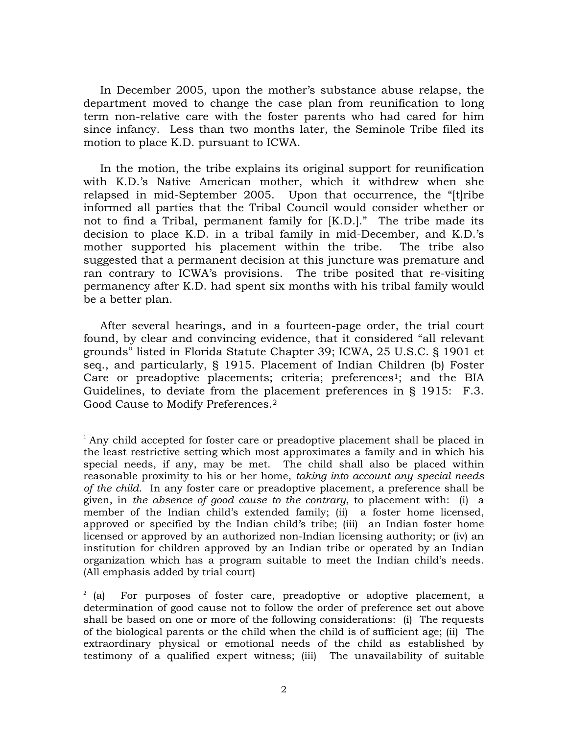In December 2005, upon the mother's substance abuse relapse, the department moved to change the case plan from reunification to long term non-relative care with the foster parents who had cared for him since infancy. Less than two months later, the Seminole Tribe filed its motion to place K.D. pursuant to ICWA.

In the motion, the tribe explains its original support for reunification with K.D.'s Native American mother, which it withdrew when she relapsed in mid-September 2005. Upon that occurrence, the "[t]ribe informed all parties that the Tribal Council would consider whether or not to find a Tribal, permanent family for [K.D.]." The tribe made its decision to place K.D. in a tribal family in mid-December, and K.D.'s mother supported his placement within the tribe. The tribe also suggested that a permanent decision at this juncture was premature and ran contrary to ICWA's provisions. The tribe posited that re-visiting permanency after K.D. had spent six months with his tribal family would be a better plan.

After several hearings, and in a fourteen-page order, the trial court found, by clear and convincing evidence, that it considered "all relevant grounds" listed in Florida Statute Chapter 39; ICWA, 25 U.S.C. § 1901 et seq., and particularly, § 1915. Placement of Indian Children (b) Foster Care or preadoptive placements; criteria; preferences[1]; and the BIA Guidelines, to deviate from the placement preferences in § 1915: F.3. Good Cause to Modify Preferences.[2]

---

[1] Any child accepted for foster care or preadoptive placement shall be placed in the least restrictive setting which most approximates a family and in which his special needs, if any, may be met. The child shall also be placed within reasonable proximity to his or her home, *taking into account any special needs of the child*. In any foster care or preadoptive placement, a preference shall be given, in *the absence of good cause to the contrary*, to placement with: (i) a member of the Indian child's extended family; (ii) a foster home licensed, approved or specified by the Indian child's tribe; (iii) an Indian foster home licensed or approved by an authorized non-Indian licensing authority; or (iv) an institution for children approved by an Indian tribe or operated by an Indian organization which has a program suitable to meet the Indian child's needs. (All emphasis added by trial court)

[2] (a) For purposes of foster care, preadoptive or adoptive placement, a determination of good cause not to follow the order of preference set out above shall be based on one or more of the following considerations: (i) The requests of the biological parents or the child when the child is of sufficient age; (ii) The extraordinary physical or emotional needs of the child as established by testimony of a qualified expert witness; (iii) The unavailability of suitable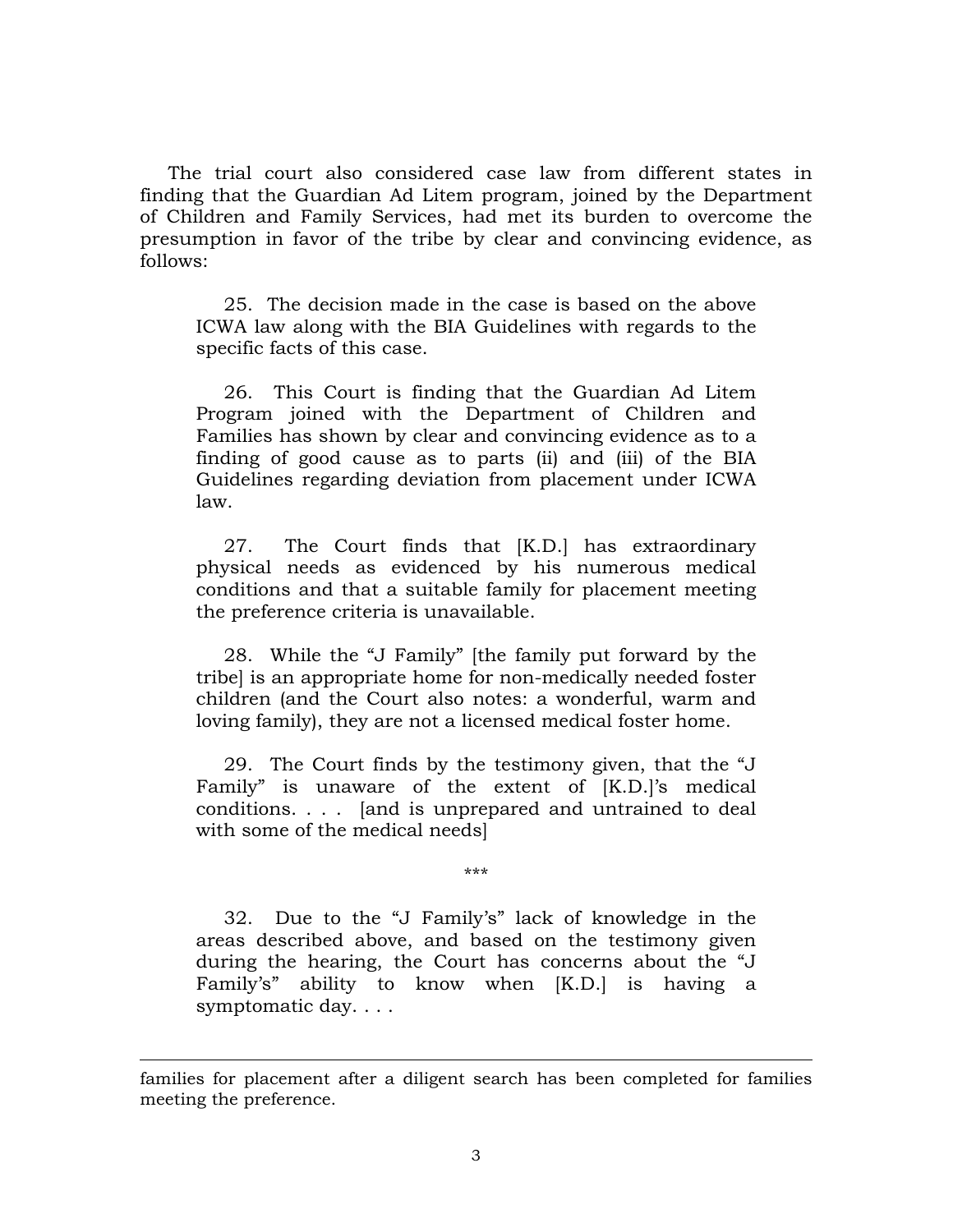The trial court also considered case law from different states in finding that the Guardian Ad Litem program, joined by the Department of Children and Family Services, had met its burden to overcome the presumption in favor of the tribe by clear and convincing evidence, as follows:

> 25. The decision made in the case is based on the above ICWA law along with the BIA Guidelines with regards to the specific facts of this case.
>
> 26. This Court is finding that the Guardian Ad Litem Program joined with the Department of Children and Families has shown by clear and convincing evidence as to a finding of good cause as to parts (ii) and (iii) of the BIA Guidelines regarding deviation from placement under ICWA law.
>
> 27. The Court finds that [K.D.] has extraordinary physical needs as evidenced by his numerous medical conditions and that a suitable family for placement meeting the preference criteria is unavailable.
>
> 28. While the "J Family" [the family put forward by the tribe] is an appropriate home for non-medically needed foster children (and the Court also notes: a wonderful, warm and loving family), they are not a licensed medical foster home.
>
> 29. The Court finds by the testimony given, that the "J Family" is unaware of the extent of [K.D.]'s medical conditions. . . . [and is unprepared and untrained to deal with some of the medical needs]
>
> \*\*\*
>
> 32. Due to the "J Family's" lack of knowledge in the areas described above, and based on the testimony given during the hearing, the Court has concerns about the "J Family's" ability to know when [K.D.] is having a symptomatic day. . . .

---

families for placement after a diligent search has been completed for families meeting the preference.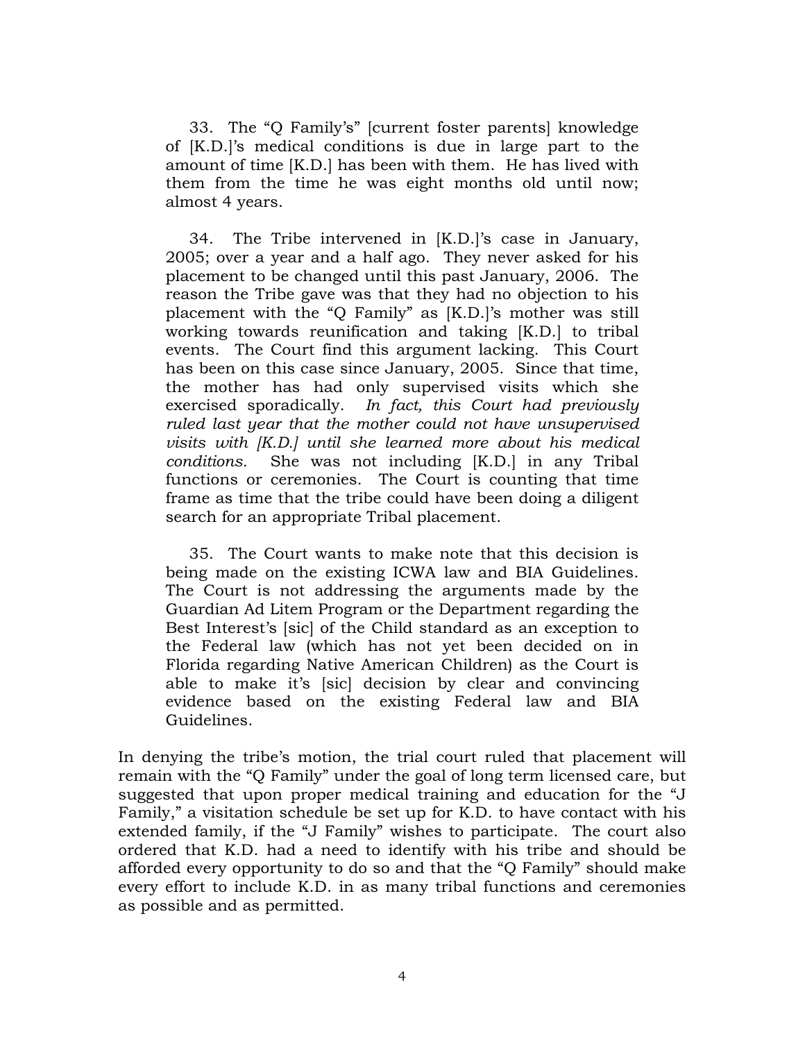33. The "Q Family's" [current foster parents] knowledge of [K.D.]'s medical conditions is due in large part to the amount of time [K.D.] has been with them. He has lived with them from the time he was eight months old until now; almost 4 years.

34. The Tribe intervened in [K.D.]'s case in January, 2005; over a year and a half ago. They never asked for his placement to be changed until this past January, 2006. The reason the Tribe gave was that they had no objection to his placement with the "Q Family" as [K.D.]'s mother was still working towards reunification and taking [K.D.] to tribal events. The Court find this argument lacking. This Court has been on this case since January, 2005. Since that time, the mother has had only supervised visits which she exercised sporadically. *In fact, this Court had previously ruled last year that the mother could not have unsupervised visits with [K.D.] until she learned more about his medical conditions.* She was not including [K.D.] in any Tribal functions or ceremonies. The Court is counting that time frame as time that the tribe could have been doing a diligent search for an appropriate Tribal placement.

35. The Court wants to make note that this decision is being made on the existing ICWA law and BIA Guidelines. The Court is not addressing the arguments made by the Guardian Ad Litem Program or the Department regarding the Best Interest's [sic] of the Child standard as an exception to the Federal law (which has not yet been decided on in Florida regarding Native American Children) as the Court is able to make it's [sic] decision by clear and convincing evidence based on the existing Federal law and BIA Guidelines.

In denying the tribe's motion, the trial court ruled that placement will remain with the "Q Family" under the goal of long term licensed care, but suggested that upon proper medical training and education for the "J Family," a visitation schedule be set up for K.D. to have contact with his extended family, if the "J Family" wishes to participate. The court also ordered that K.D. had a need to identify with his tribe and should be afforded every opportunity to do so and that the "Q Family" should make every effort to include K.D. in as many tribal functions and ceremonies as possible and as permitted.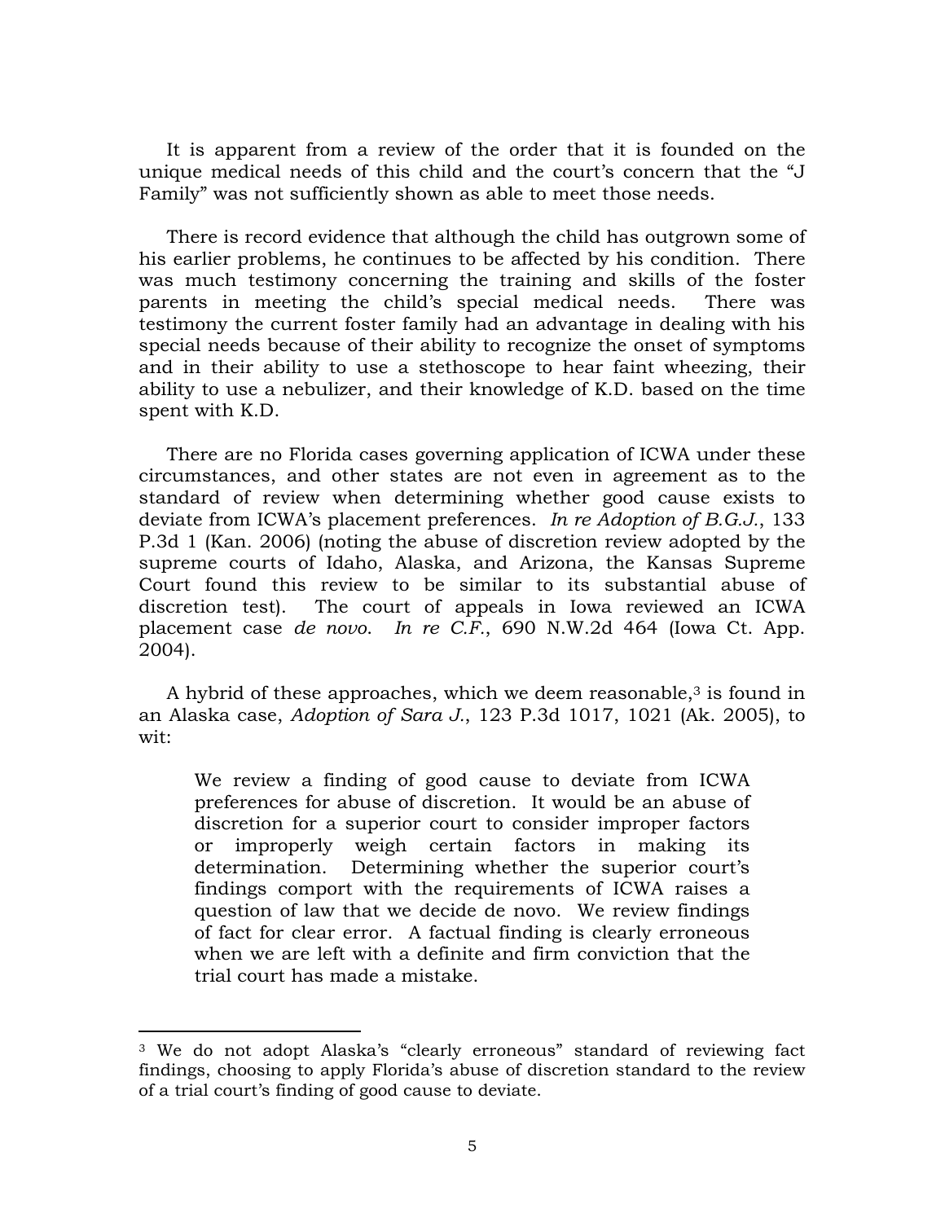It is apparent from a review of the order that it is founded on the unique medical needs of this child and the court's concern that the "J Family" was not sufficiently shown as able to meet those needs.

There is record evidence that although the child has outgrown some of his earlier problems, he continues to be affected by his condition. There was much testimony concerning the training and skills of the foster parents in meeting the child's special medical needs. There was testimony the current foster family had an advantage in dealing with his special needs because of their ability to recognize the onset of symptoms and in their ability to use a stethoscope to hear faint wheezing, their ability to use a nebulizer, and their knowledge of K.D. based on the time spent with K.D.

There are no Florida cases governing application of ICWA under these circumstances, and other states are not even in agreement as to the standard of review when determining whether good cause exists to deviate from ICWA's placement preferences. *In re Adoption of B.G.J.*, 133 P.3d 1 (Kan. 2006) (noting the abuse of discretion review adopted by the supreme courts of Idaho, Alaska, and Arizona, the Kansas Supreme Court found this review to be similar to its substantial abuse of discretion test). The court of appeals in Iowa reviewed an ICWA placement case *de novo*. *In re C.F.*, 690 N.W.2d 464 (Iowa Ct. App. 2004).

A hybrid of these approaches, which we deem reasonable,[3] is found in an Alaska case, *Adoption of Sara J.*, 123 P.3d 1017, 1021 (Ak. 2005), to wit:

> We review a finding of good cause to deviate from ICWA preferences for abuse of discretion. It would be an abuse of discretion for a superior court to consider improper factors or improperly weigh certain factors in making its determination. Determining whether the superior court's findings comport with the requirements of ICWA raises a question of law that we decide de novo. We review findings of fact for clear error. A factual finding is clearly erroneous when we are left with a definite and firm conviction that the trial court has made a mistake.

---

[3] We do not adopt Alaska's "clearly erroneous" standard of reviewing fact findings, choosing to apply Florida's abuse of discretion standard to the review of a trial court's finding of good cause to deviate.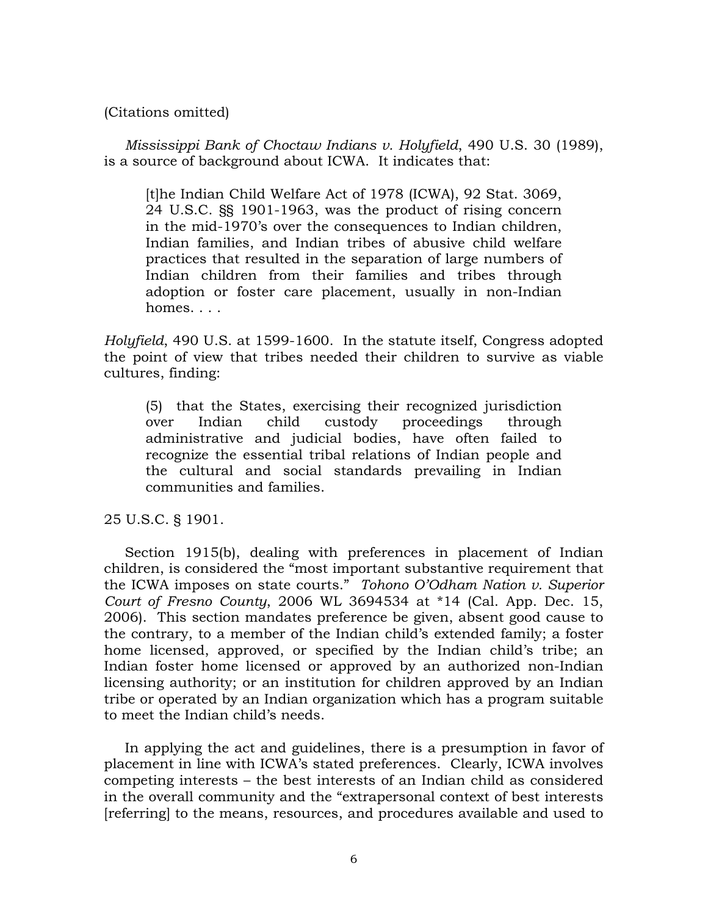(Citations omitted)

*Mississippi Bank of Choctaw Indians v. Holyfield,* 490 U.S. 30 (1989), is a source of background about ICWA. It indicates that:

> [t]he Indian Child Welfare Act of 1978 (ICWA), 92 Stat. 3069, 24 U.S.C. §§ 1901-1963, was the product of rising concern in the mid-1970's over the consequences to Indian children, Indian families, and Indian tribes of abusive child welfare practices that resulted in the separation of large numbers of Indian children from their families and tribes through adoption or foster care placement, usually in non-Indian homes. . . .

*Holyfield*, 490 U.S. at 1599-1600. In the statute itself, Congress adopted the point of view that tribes needed their children to survive as viable cultures, finding:

> (5) that the States, exercising their recognized jurisdiction over Indian child custody proceedings through administrative and judicial bodies, have often failed to recognize the essential tribal relations of Indian people and the cultural and social standards prevailing in Indian communities and families.

25 U.S.C. § 1901.

Section 1915(b), dealing with preferences in placement of Indian children, is considered the "most important substantive requirement that the ICWA imposes on state courts." *Tohono O'Odham Nation v. Superior Court of Fresno County*, 2006 WL 3694534 at *14 (Cal. App. Dec. 15, 2006). This section mandates preference be given, absent good cause to the contrary, to a member of the Indian child's extended family; a foster home licensed, approved, or specified by the Indian child's tribe; an Indian foster home licensed or approved by an authorized non-Indian licensing authority; or an institution for children approved by an Indian tribe or operated by an Indian organization which has a program suitable to meet the Indian child's needs.

In applying the act and guidelines, there is a presumption in favor of placement in line with ICWA's stated preferences. Clearly, ICWA involves competing interests – the best interests of an Indian child as considered in the overall community and the "extrapersonal context of best interests [referring] to the means, resources, and procedures available and used to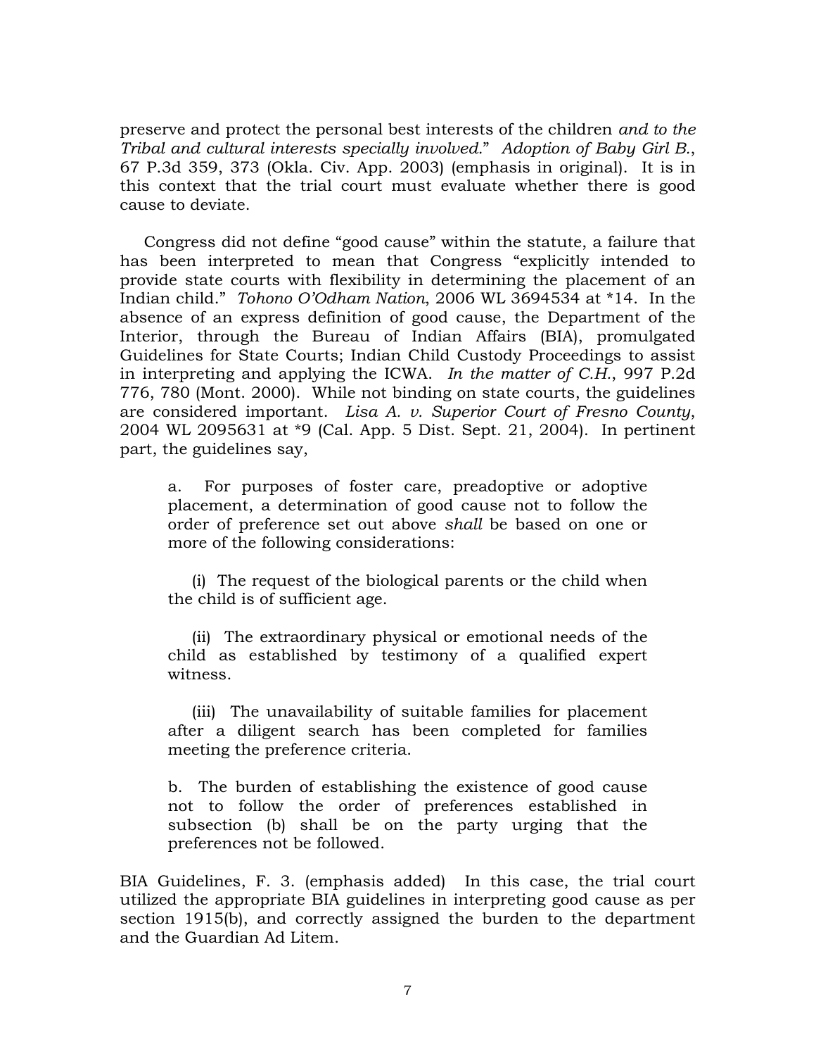preserve and protect the personal best interests of the children *and to the Tribal and cultural interests specially involved.*" *Adoption of Baby Girl B.*, 67 P.3d 359, 373 (Okla. Civ. App. 2003) (emphasis in original). It is in this context that the trial court must evaluate whether there is good cause to deviate.

Congress did not define "good cause" within the statute, a failure that has been interpreted to mean that Congress "explicitly intended to provide state courts with flexibility in determining the placement of an Indian child." *Tohono O'Odham Nation*, 2006 WL 3694534 at *14. In the absence of an express definition of good cause, the Department of the Interior, through the Bureau of Indian Affairs (BIA), promulgated Guidelines for State Courts; Indian Child Custody Proceedings to assist in interpreting and applying the ICWA. *In the matter of C.H.*, 997 P.2d 776, 780 (Mont. 2000). While not binding on state courts, the guidelines are considered important. *Lisa A. v. Superior Court of Fresno County*, 2004 WL 2095631 at *9 (Cal. App. 5 Dist. Sept. 21, 2004). In pertinent part, the guidelines say,

> a. For purposes of foster care, preadoptive or adoptive placement, a determination of good cause not to follow the order of preference set out above *shall* be based on one or more of the following considerations:
>
> (i) The request of the biological parents or the child when the child is of sufficient age.
>
> (ii) The extraordinary physical or emotional needs of the child as established by testimony of a qualified expert witness.
>
> (iii) The unavailability of suitable families for placement after a diligent search has been completed for families meeting the preference criteria.
>
> b. The burden of establishing the existence of good cause not to follow the order of preferences established in subsection (b) shall be on the party urging that the preferences not be followed.

BIA Guidelines, F. 3. (emphasis added) In this case, the trial court utilized the appropriate BIA guidelines in interpreting good cause as per section 1915(b), and correctly assigned the burden to the department and the Guardian Ad Litem.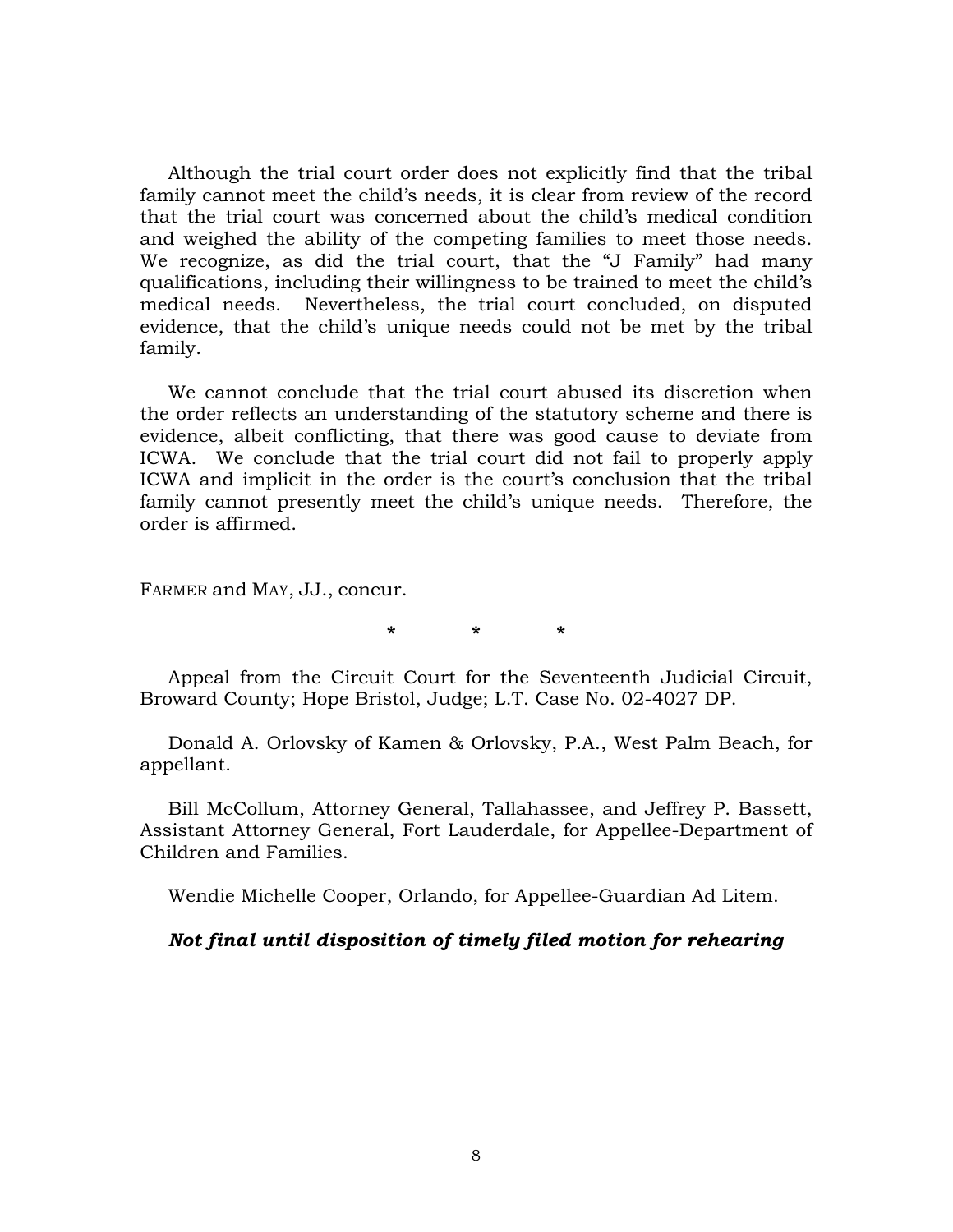Although the trial court order does not explicitly find that the tribal family cannot meet the child's needs, it is clear from review of the record that the trial court was concerned about the child's medical condition and weighed the ability of the competing families to meet those needs. We recognize, as did the trial court, that the "J Family" had many qualifications, including their willingness to be trained to meet the child's medical needs. Nevertheless, the trial court concluded, on disputed evidence, that the child's unique needs could not be met by the tribal family.

We cannot conclude that the trial court abused its discretion when the order reflects an understanding of the statutory scheme and there is evidence, albeit conflicting, that there was good cause to deviate from ICWA. We conclude that the trial court did not fail to properly apply ICWA and implicit in the order is the court's conclusion that the tribal family cannot presently meet the child's unique needs. Therefore, the order is affirmed.

FARMER and MAY, JJ., concur.

\* \* \*

Appeal from the Circuit Court for the Seventeenth Judicial Circuit, Broward County; Hope Bristol, Judge; L.T. Case No. 02-4027 DP.

Donald A. Orlovsky of Kamen & Orlovsky, P.A., West Palm Beach, for appellant.

Bill McCollum, Attorney General, Tallahassee, and Jeffrey P. Bassett, Assistant Attorney General, Fort Lauderdale, for Appellee-Department of Children and Families.

Wendie Michelle Cooper, Orlando, for Appellee-Guardian Ad Litem.

***Not final until disposition of timely filed motion for rehearing***